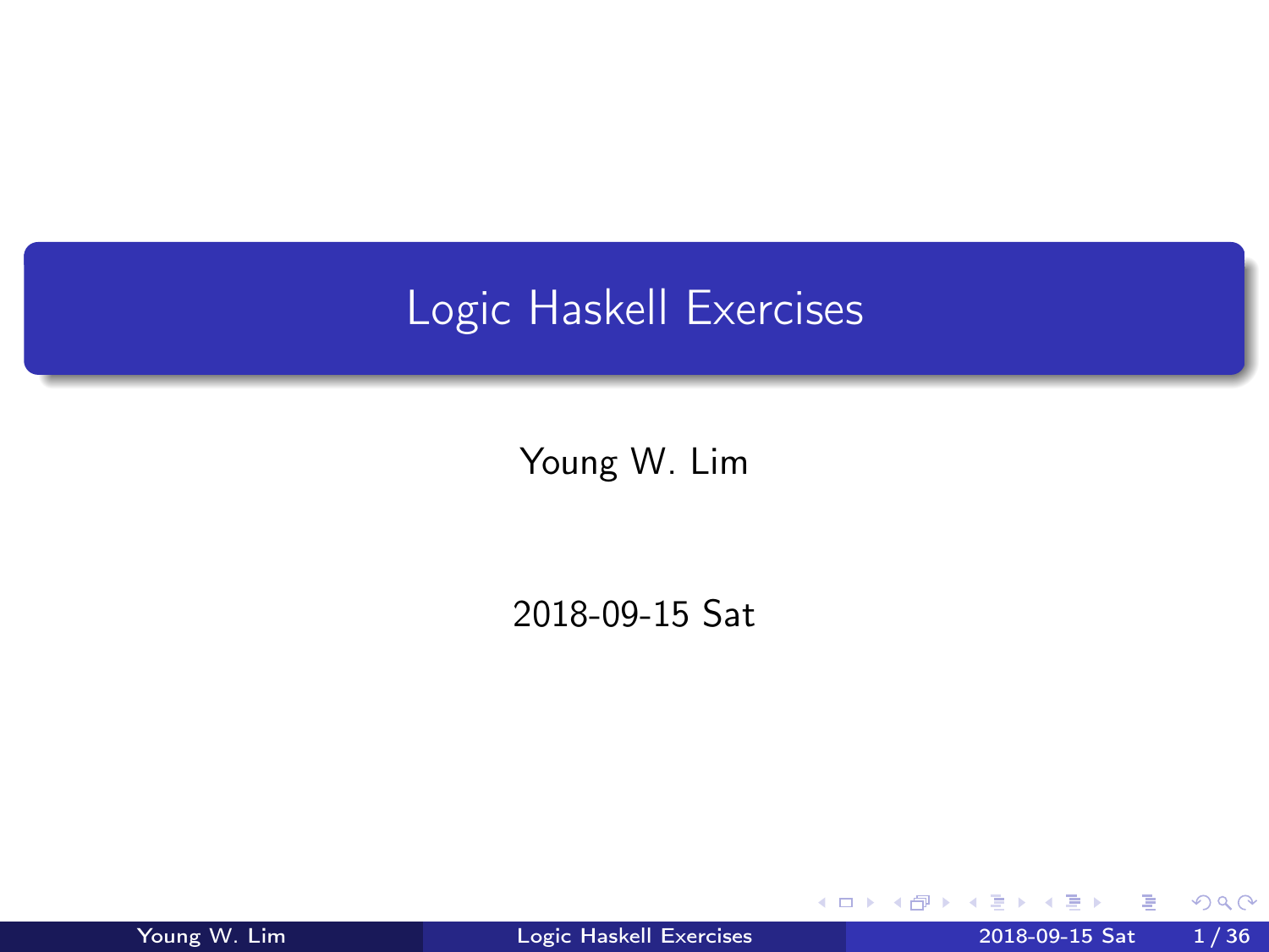# Logic Haskell Exercises

Young W. Lim

2018-09-15 Sat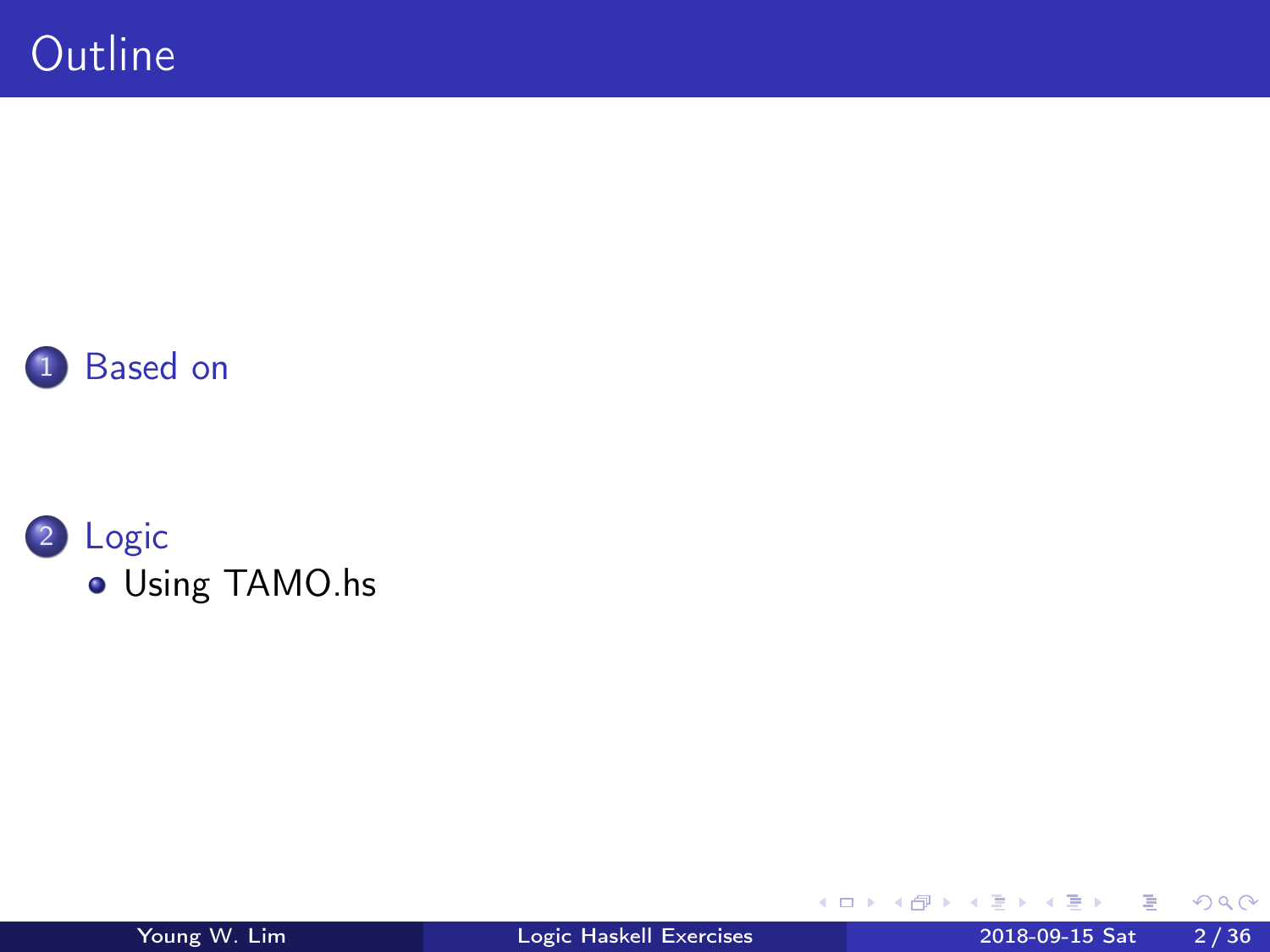# Outline

1. Based on

2. Logic
   - Using TAMO.hs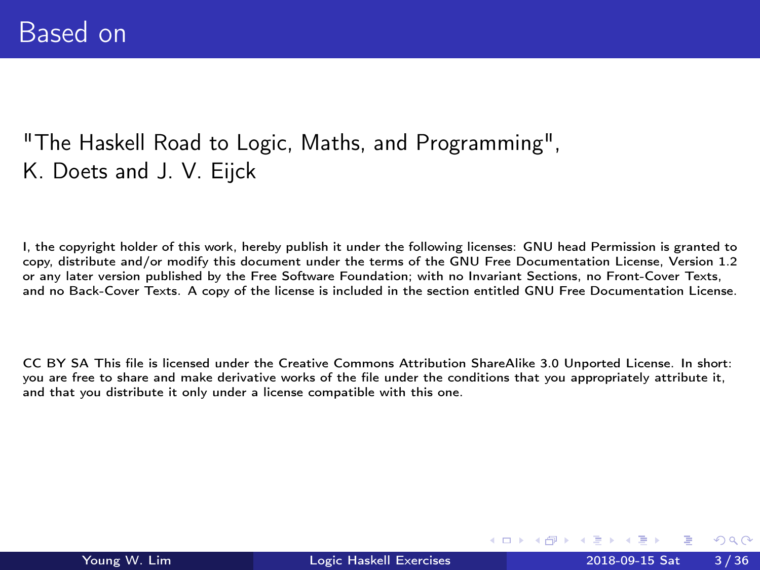# Based on

"The Haskell Road to Logic, Maths, and Programming",
K. Doets and J. V. Eijck

I, the copyright holder of this work, hereby publish it under the following licenses: GNU head Permission is granted to copy, distribute and/or modify this document under the terms of the GNU Free Documentation License, Version 1.2 or any later version published by the Free Software Foundation; with no Invariant Sections, no Front-Cover Texts, and no Back-Cover Texts. A copy of the license is included in the section entitled GNU Free Documentation License.

CC BY SA This file is licensed under the Creative Commons Attribution ShareAlike 3.0 Unported License. In short: you are free to share and make derivative works of the file under the conditions that you appropriately attribute it, and that you distribute it only under a license compatible with this one.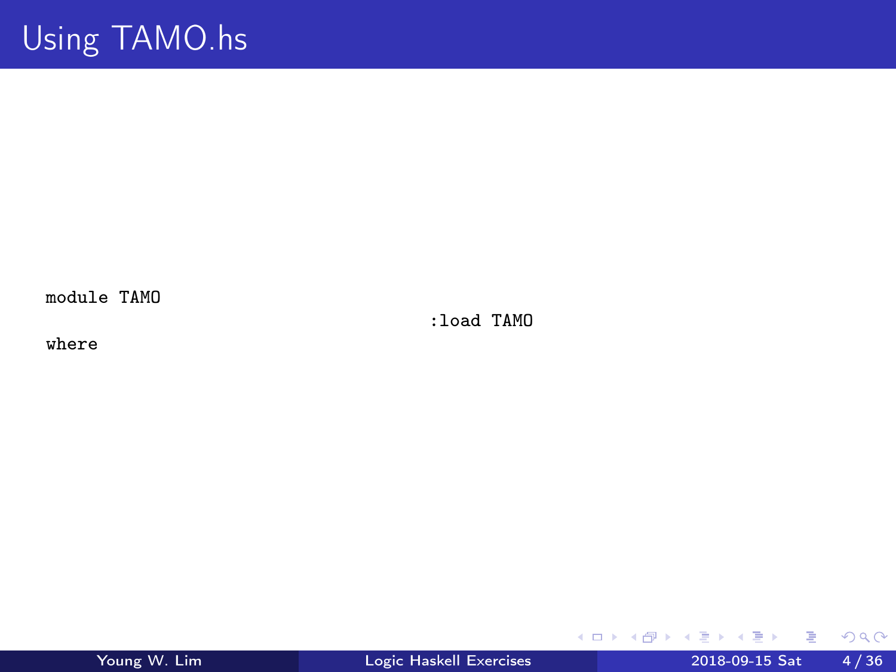# Using TAMO.hs

```
module TAMO

where
```

```
:load TAMO
```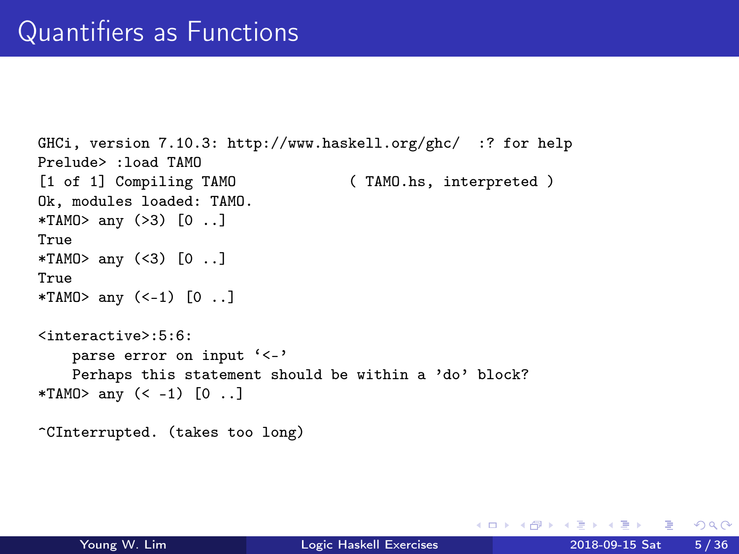# Quantifiers as Functions

```
GHCi, version 7.10.3: http://www.haskell.org/ghc/  :? for help
Prelude> :load TAMO
[1 of 1] Compiling TAMO             ( TAMO.hs, interpreted )
Ok, modules loaded: TAMO.
*TAMO> any (>3) [0 ..]
True
*TAMO> any (<3) [0 ..]
True
*TAMO> any (<-1) [0 ..]

<interactive>:5:6:
    parse error on input '<-'
    Perhaps this statement should be within a 'do' block?
*TAMO> any (< -1) [0 ..]

^CInterrupted. (takes too long)
```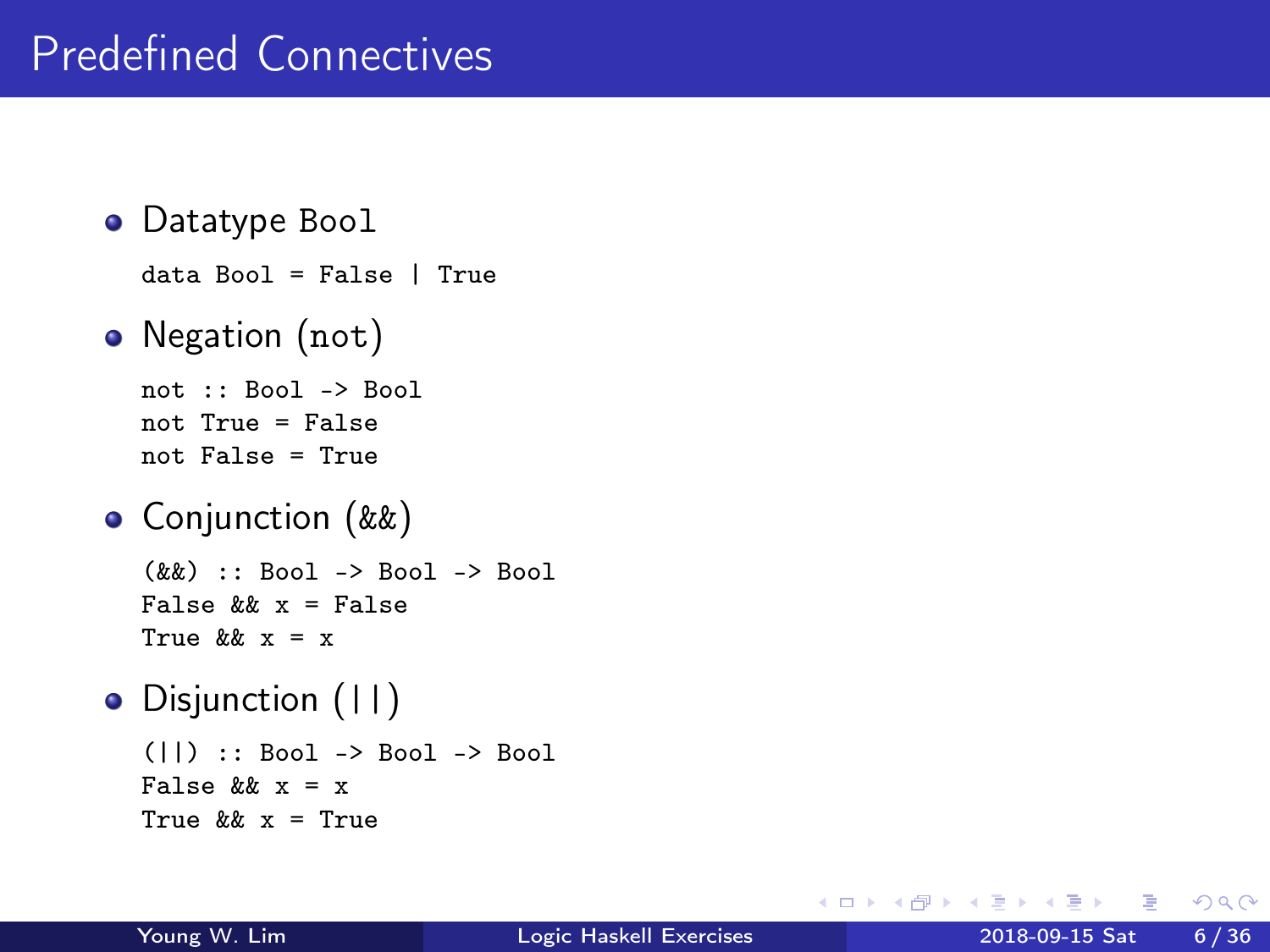# Predefined Connectives

- Datatype Bool

```
data Bool = False | True
```

- Negation (not)

```
not :: Bool -> Bool
not True = False
not False = True
```

- Conjunction (&&)

```
(&&) :: Bool -> Bool -> Bool
False && x = False
True && x = x
```

- Disjunction (||)

```
(||) :: Bool -> Bool -> Bool
False && x = x
True && x = True
```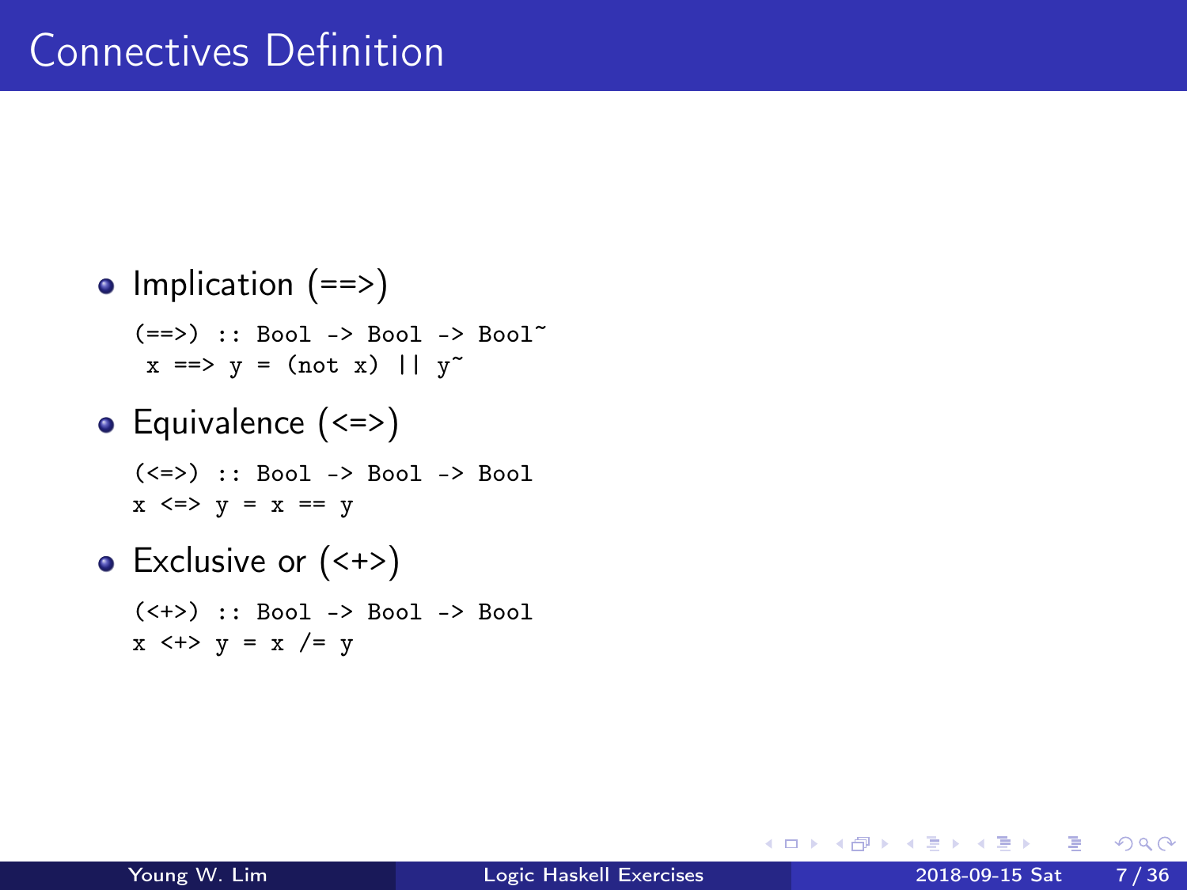# Connectives Definition

- Implication (==>)

```
(==>) :: Bool -> Bool -> Bool~
 x ==> y = (not x) || y~
```

- Equivalence (<=>)

```
(<=>) :: Bool -> Bool -> Bool
x <=> y = x == y
```

- Exclusive or (<+>)

```
(<+>) :: Bool -> Bool -> Bool
x <+> y = x /= y
```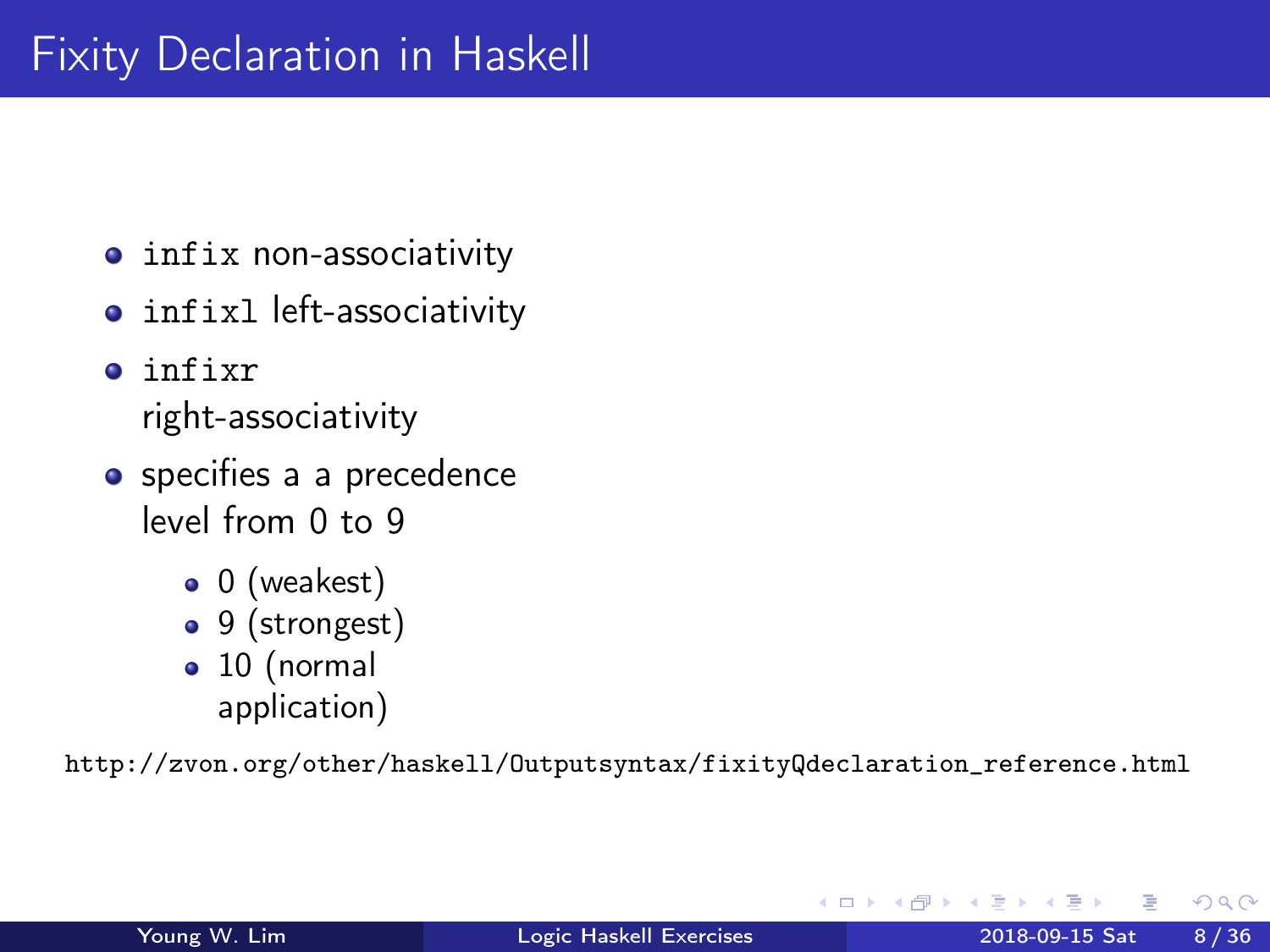# Fixity Declaration in Haskell

- `infix` non-associativity
- `infixl` left-associativity
- `infixr` right-associativity
- specifies a a precedence level from 0 to 9
  - 0 (weakest)
  - 9 (strongest)
  - 10 (normal application)

http://zvon.org/other/haskell/Outputsyntax/fixityQdeclaration_reference.html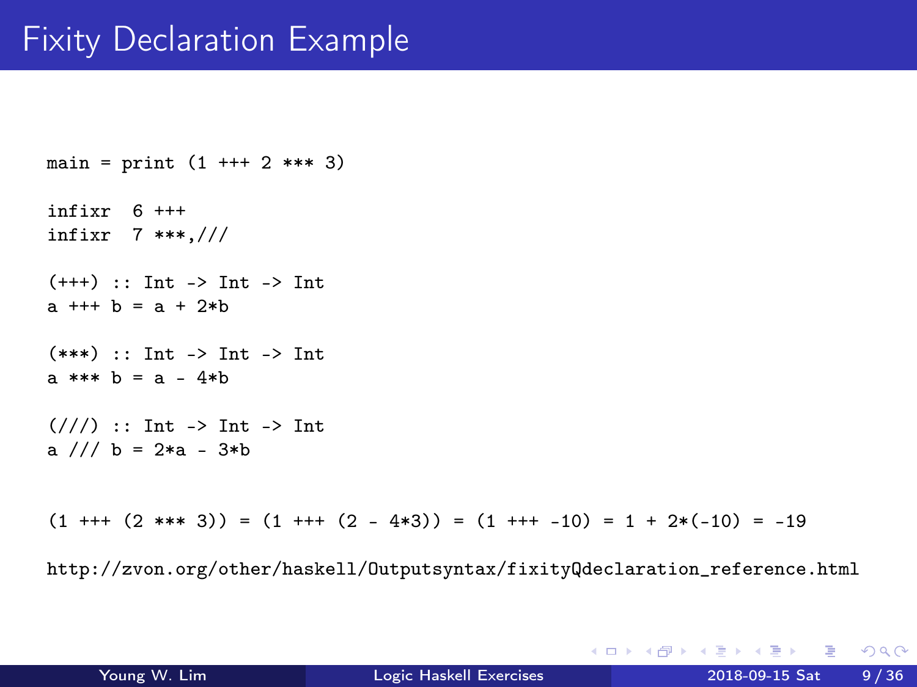# Fixity Declaration Example

```
main = print (1 +++ 2 *** 3)

infixr  6 +++
infixr  7 ***,///

(+++) :: Int -> Int -> Int
a +++ b = a + 2*b

(***) :: Int -> Int -> Int
a *** b = a - 4*b

(///) :: Int -> Int -> Int
a /// b = 2*a - 3*b
```

```
(1 +++ (2 *** 3)) = (1 +++ (2 - 4*3)) = (1 +++ -10) = 1 + 2*(-10) = -19
```

http://zvon.org/other/haskell/Outputsyntax/fixityQdeclaration_reference.html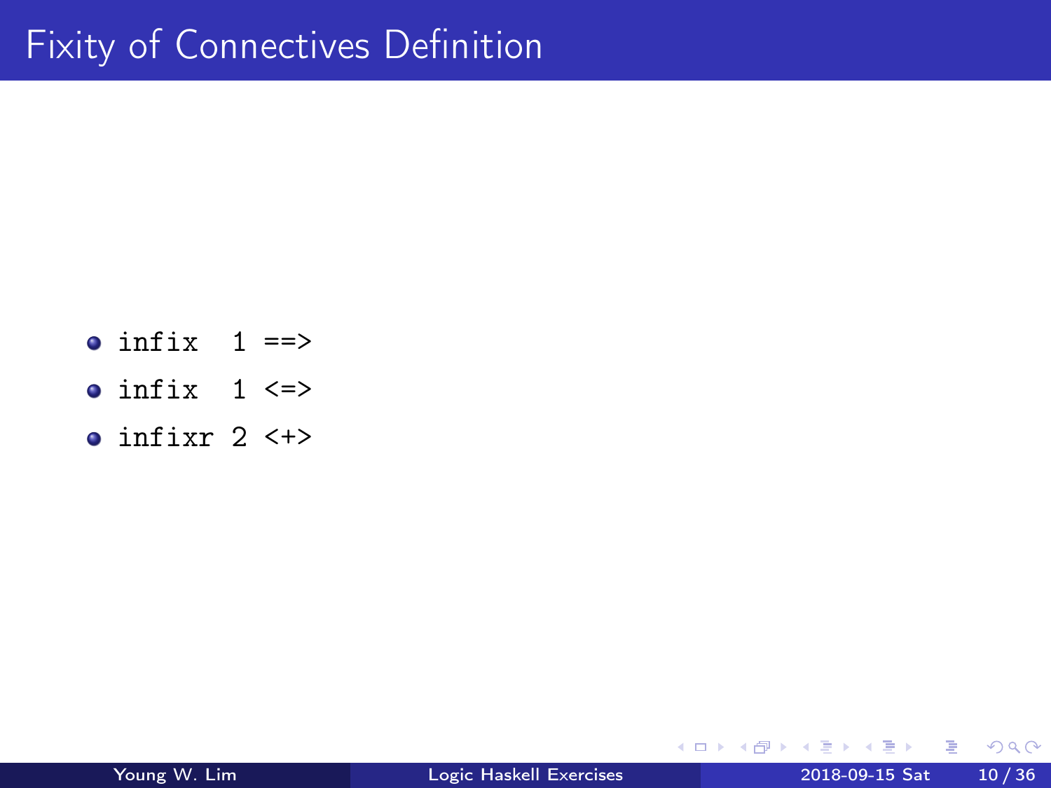# Fixity of Connectives Definition

- `infix  1 ==>`
- `infix  1 <=>`
- `infixr 2 <+>`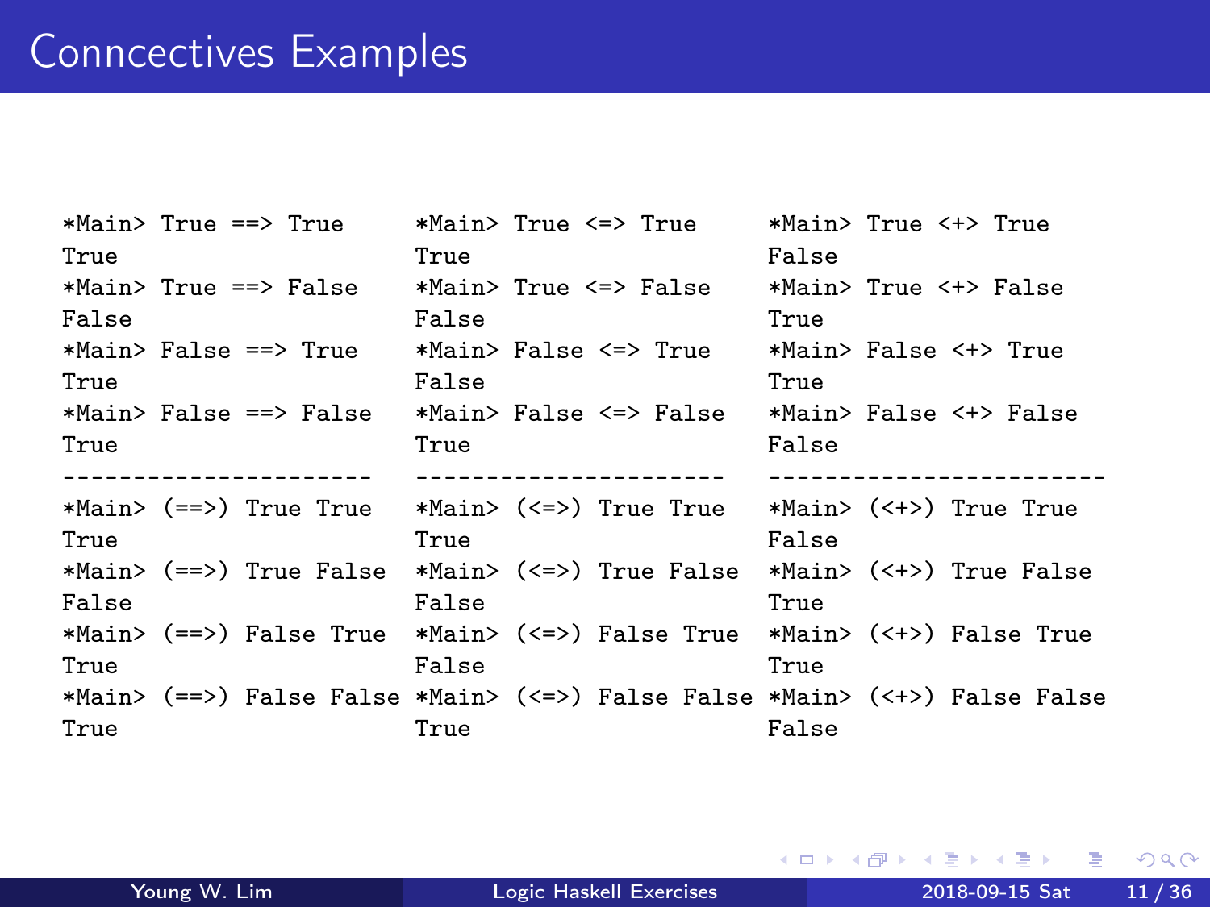# Conncectives Examples

```
*Main> True ==> True
True
*Main> True ==> False
False
*Main> False ==> True
True
*Main> False ==> False
True
----------------------
*Main> (==>) True True
True
*Main> (==>) True False
False
*Main> (==>) False True
True
*Main> (==>) False False
True
```

```
*Main> True <=> True
True
*Main> True <=> False
False
*Main> False <=> True
False
*Main> False <=> False
True
----------------------
*Main> (<=>) True True
True
*Main> (<=>) True False
False
*Main> (<=>) False True
False
*Main> (<=>) False False
True
```

```
*Main> True <+> True
False
*Main> True <+> False
True
*Main> False <+> True
True
*Main> False <+> False
False
------------------------
*Main> (<+>) True True
False
*Main> (<+>) True False
True
*Main> (<+>) False True
True
*Main> (<+>) False False
False
```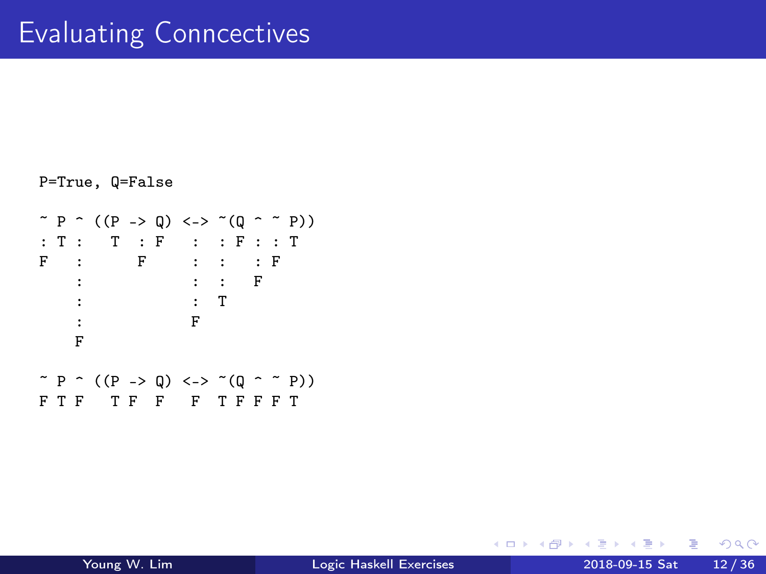# Evaluating Conncectives

```
P=True, Q=False

~ P ^ ((P -> Q) <-> ~(Q ^ ~ P))
: T :   T  : F   :  : F : : T
F   :      F     :  :   : F
    :            :  :   F
    :            :  T
    :            F
    F

~ P ^ ((P -> Q) <-> ~(Q ^ ~ P))
F T F   T F  F   F  T F F F T
```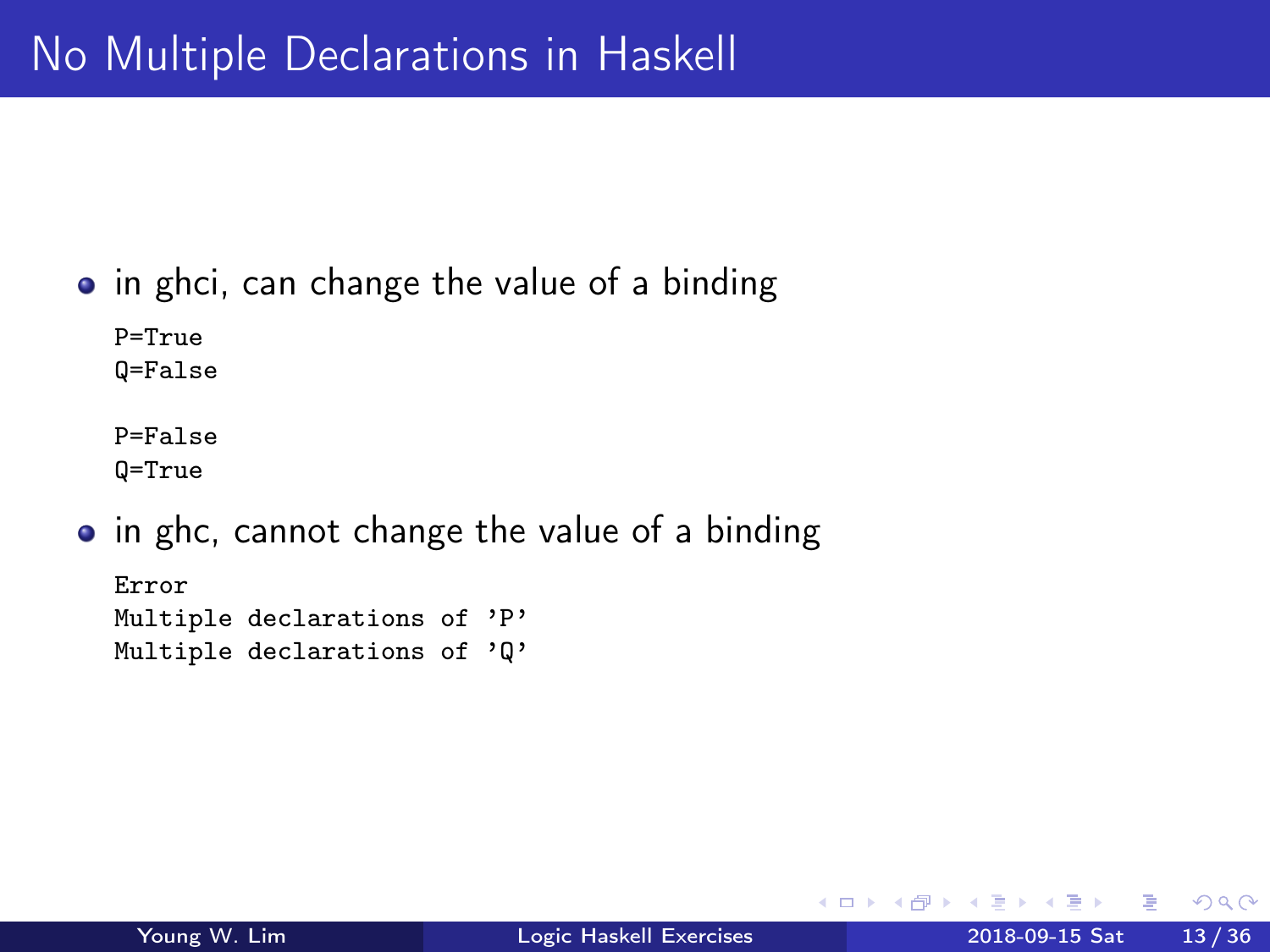# No Multiple Declarations in Haskell

- in ghci, can change the value of a binding

```
P=True
Q=False

P=False
Q=True
```

- in ghc, cannot change the value of a binding

```
Error
Multiple declarations of ’P’
Multiple declarations of ’Q’
```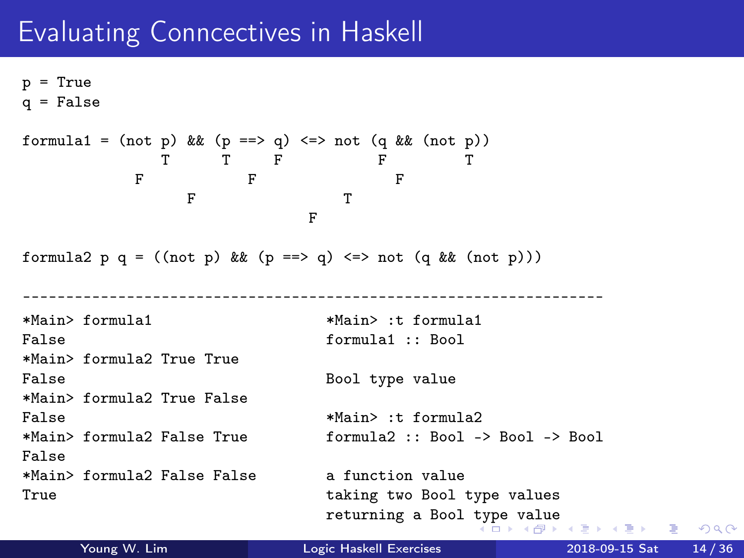# Evaluating Conncectives in Haskell

```
p = True
q = False

formula1 = (not p) && (p ==> q) <=> not (q && (not p))
                T      T     F           F         T
             F            F                 F
                  F                 T
                              F

formula2 p q = ((not p) && (p ==> q) <=> not (q && (not p)))

-------------------------------------------------------------------
```

```
*Main> formula1
False
*Main> formula2 True True
False
*Main> formula2 True False
False
*Main> formula2 False True
False
*Main> formula2 False False
True
```

```
*Main> :t formula1
formula1 :: Bool
```

Bool type value

```
*Main> :t formula2
formula2 :: Bool -> Bool -> Bool
```

a function value
taking two Bool type values
returning a Bool type value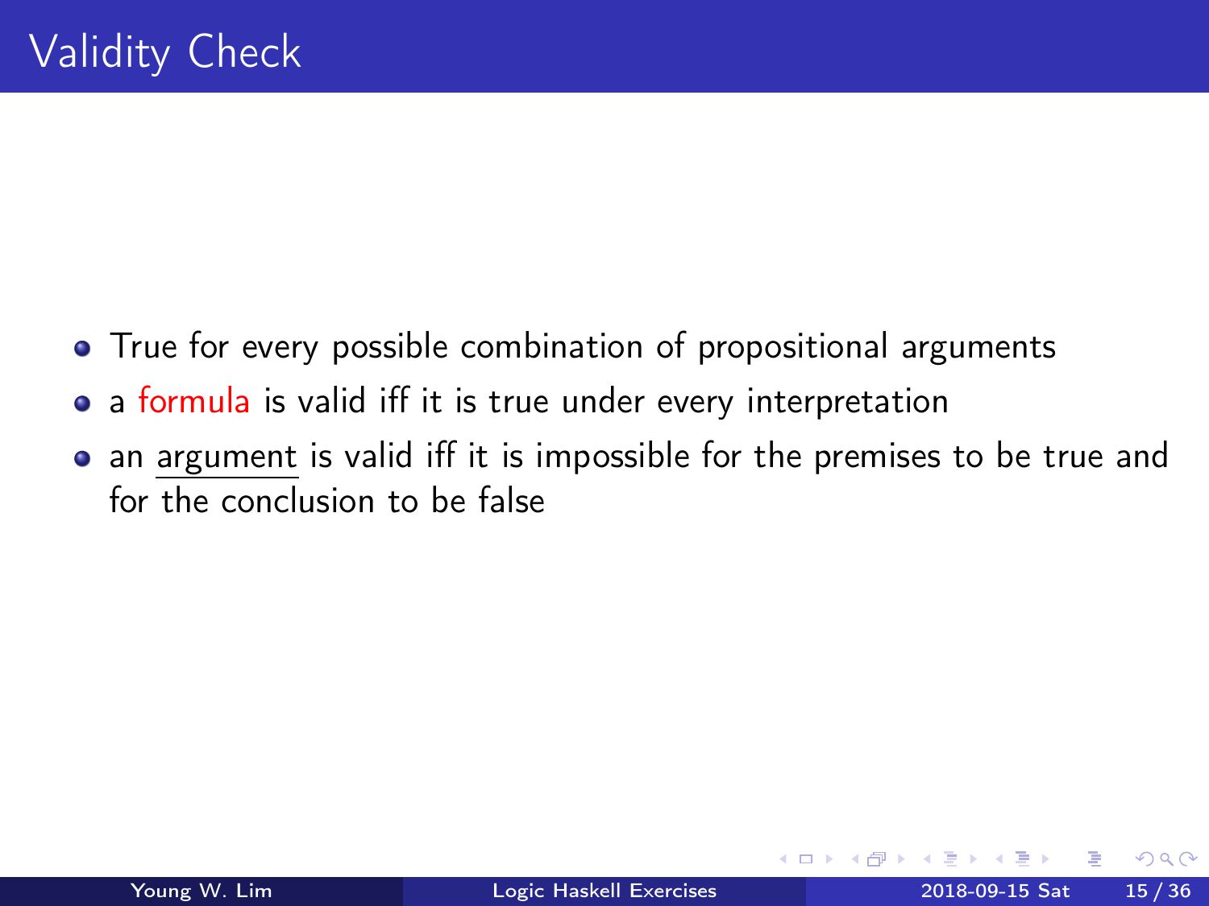# Validity Check

- True for every possible combination of propositional arguments
- a formula is valid iff it is true under every interpretation
- an argument is valid iff it is impossible for the premises to be true and for the conclusion to be false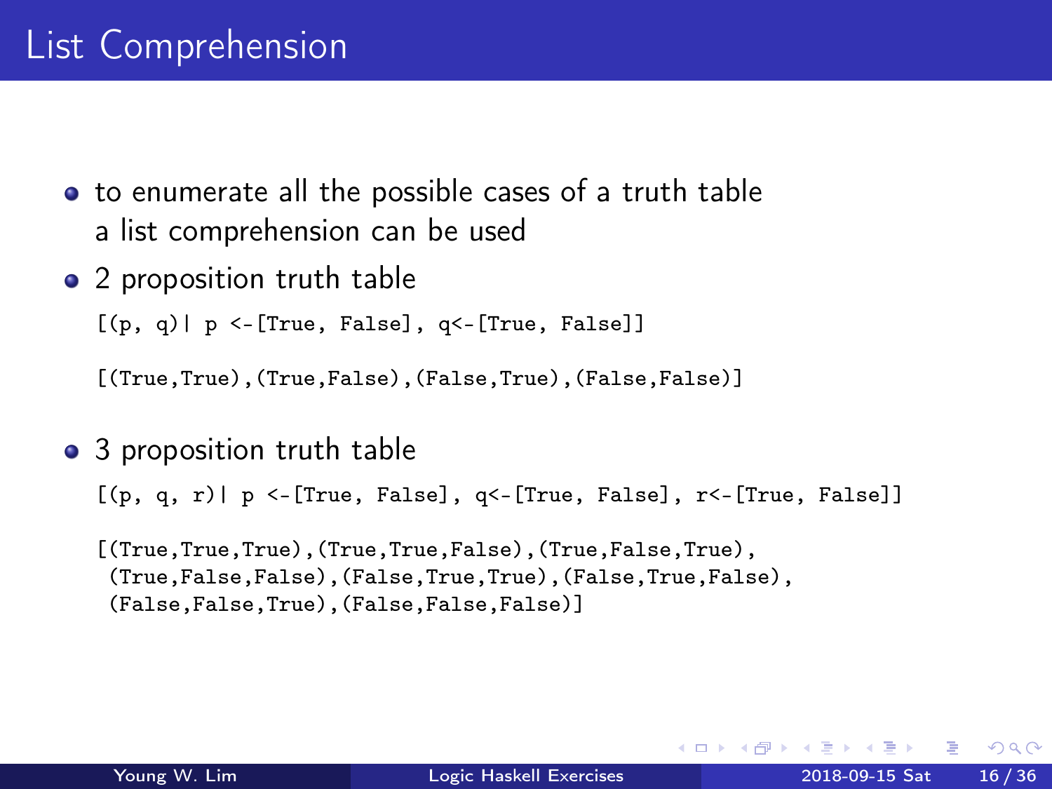# List Comprehension

- to enumerate all the possible cases of a truth table
  a list comprehension can be used
- 2 proposition truth table

```
[(p, q)| p <-[True, False], q<-[True, False]]
```

```
[(True,True),(True,False),(False,True),(False,False)]
```

- 3 proposition truth table

```
[(p, q, r)| p <-[True, False], q<-[True, False], r<-[True, False]]
```

```
[(True,True,True),(True,True,False),(True,False,True),
 (True,False,False),(False,True,True),(False,True,False),
 (False,False,True),(False,False,False)]
```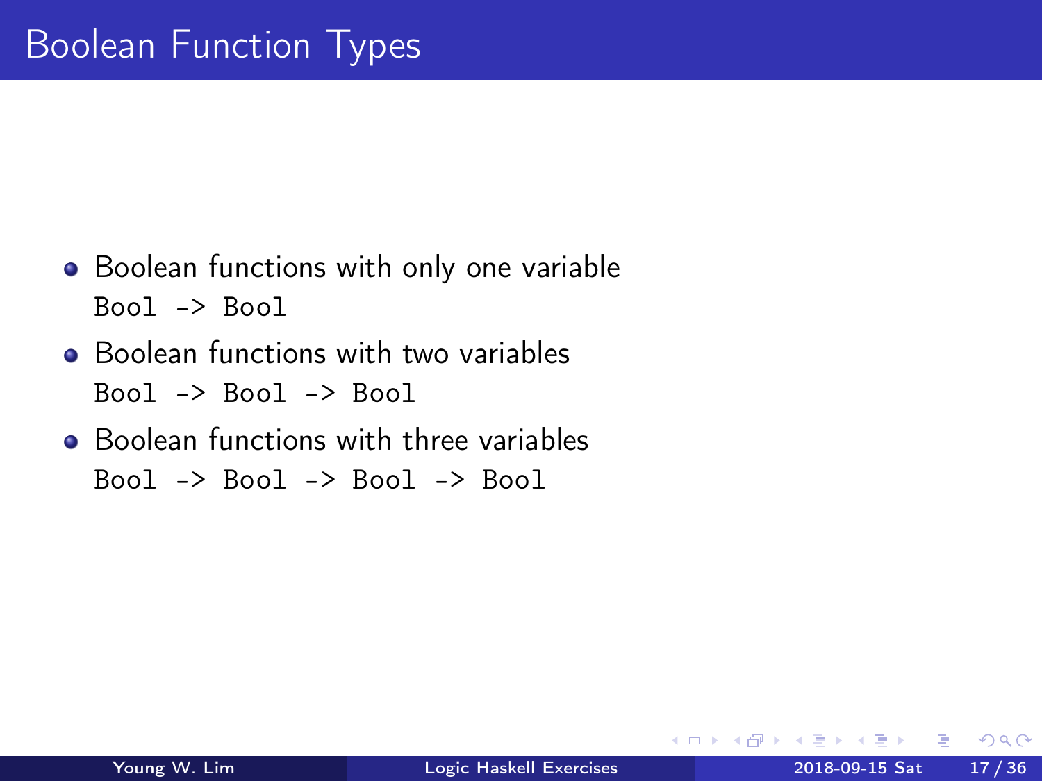# Boolean Function Types

- Boolean functions with only one variable
  `Bool -> Bool`
- Boolean functions with two variables
  `Bool -> Bool -> Bool`
- Boolean functions with three variables
  `Bool -> Bool -> Bool -> Bool`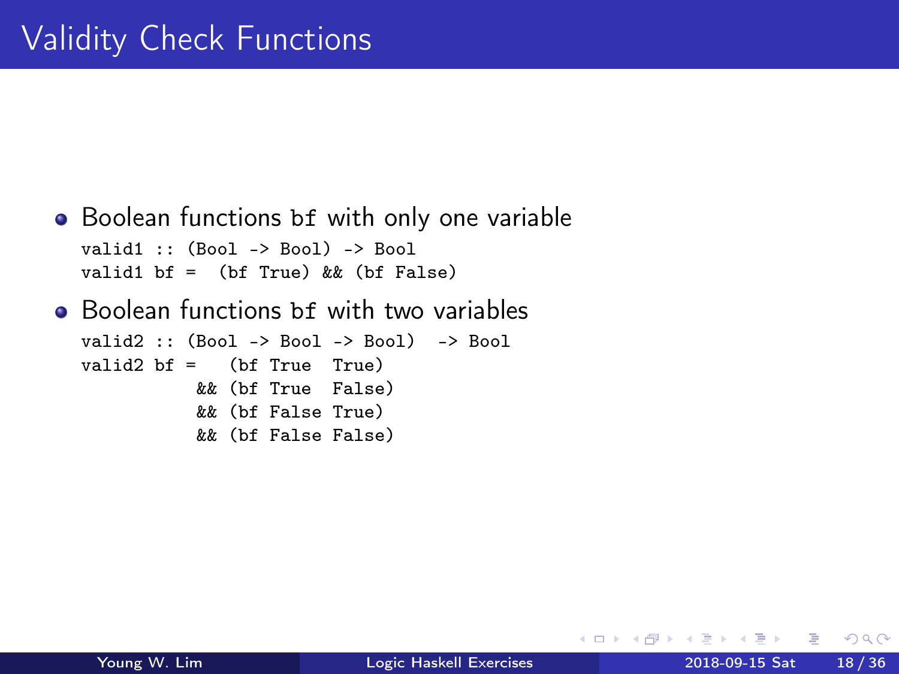# Validity Check Functions

- Boolean functions `bf` with only one variable

```
valid1 :: (Bool -> Bool) -> Bool
valid1 bf =  (bf True) && (bf False)
```

- Boolean functions `bf` with two variables

```
valid2 :: (Bool -> Bool -> Bool)  -> Bool
valid2 bf =   (bf True  True)
           && (bf True  False)
           && (bf False True)
           && (bf False False)
```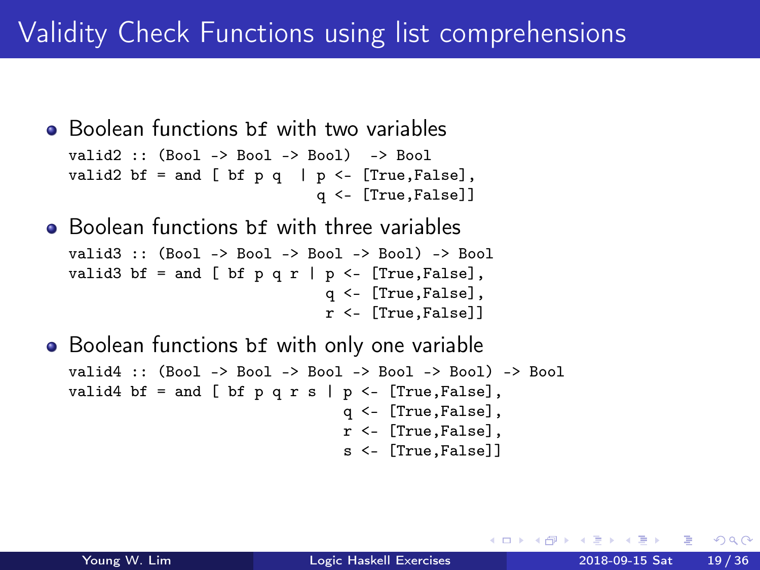# Validity Check Functions using list comprehensions

- Boolean functions `bf` with two variables

```
valid2 :: (Bool -> Bool -> Bool)  -> Bool
valid2 bf = and [ bf p q  | p <- [True,False],
                            q <- [True,False]]
```

- Boolean functions `bf` with three variables

```
valid3 :: (Bool -> Bool -> Bool -> Bool) -> Bool
valid3 bf = and [ bf p q r | p <- [True,False],
                             q <- [True,False],
                             r <- [True,False]]
```

- Boolean functions `bf` with only one variable

```
valid4 :: (Bool -> Bool -> Bool -> Bool -> Bool) -> Bool
valid4 bf = and [ bf p q r s | p <- [True,False],
                               q <- [True,False],
                               r <- [True,False],
                               s <- [True,False]]
```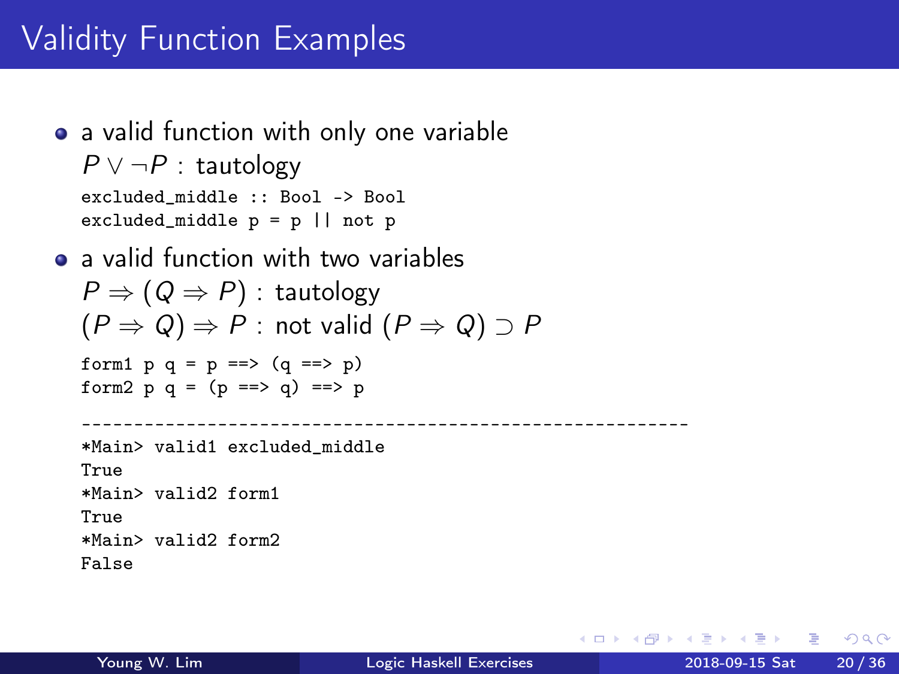# Validity Function Examples

- a valid function with only one variable
  $P \vee \neg P$ : tautology

  ```
  excluded_middle :: Bool -> Bool
  excluded_middle p = p || not p
  ```

- a valid function with two variables
  $P \Rightarrow (Q \Rightarrow P)$ : tautology
  $(P \Rightarrow Q) \Rightarrow P$ : not valid $(P \Rightarrow Q) \supset P$

  ```
  form1 p q = p ==> (q ==> p)
  form2 p q = (p ==> q) ==> p

  ---------------------------------------------------------
  *Main> valid1 excluded_middle
  True
  *Main> valid2 form1
  True
  *Main> valid2 form2
  False
  ```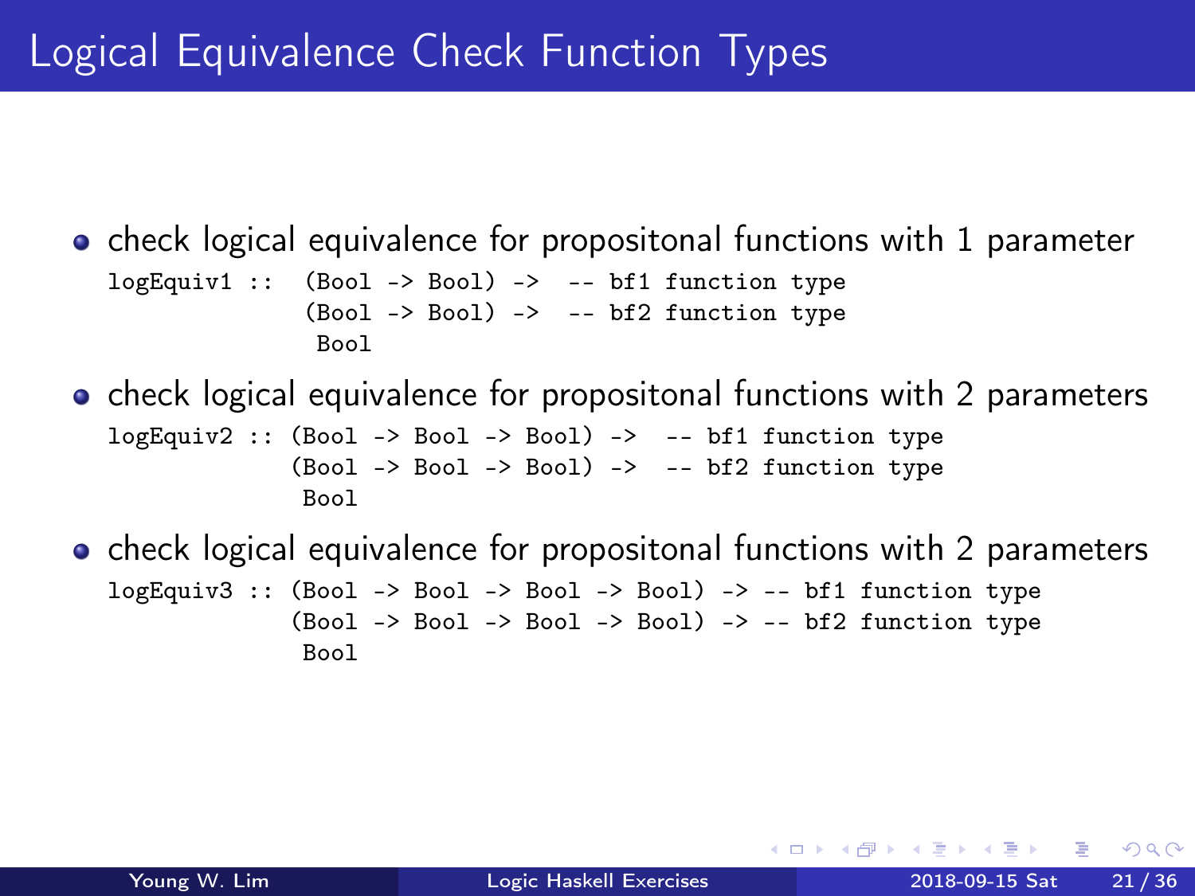# Logical Equivalence Check Function Types

- check logical equivalence for propositonal functions with 1 parameter

```
logEquiv1 ::  (Bool -> Bool) ->  -- bf1 function type
              (Bool -> Bool) ->  -- bf2 function type
               Bool
```

- check logical equivalence for propositonal functions with 2 parameters

```
logEquiv2 :: (Bool -> Bool -> Bool) ->  -- bf1 function type
             (Bool -> Bool -> Bool) ->  -- bf2 function type
              Bool
```

- check logical equivalence for propositonal functions with 2 parameters

```
logEquiv3 :: (Bool -> Bool -> Bool -> Bool) -> -- bf1 function type
             (Bool -> Bool -> Bool -> Bool) -> -- bf2 function type
              Bool
```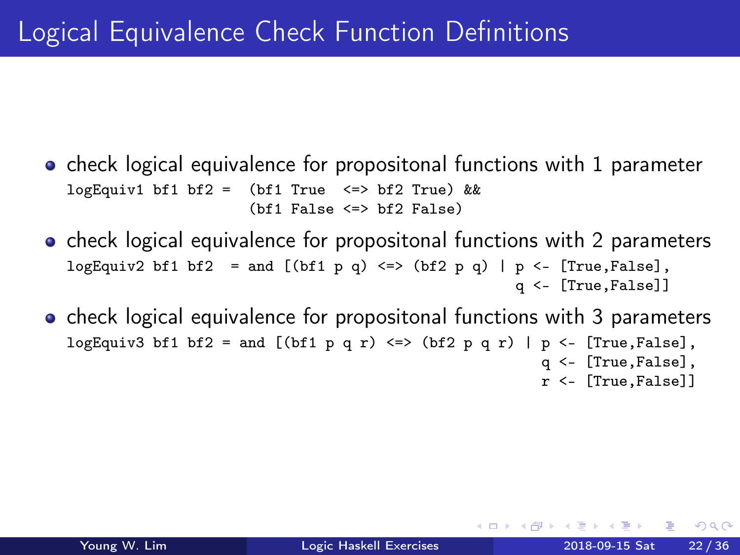# Logical Equivalence Check Function Definitions

- check logical equivalence for propositonal functions with 1 parameter

```
logEquiv1 bf1 bf2 =  (bf1 True  <=> bf2 True) &&
                     (bf1 False <=> bf2 False)
```

- check logical equivalence for propositonal functions with 2 parameters

```
logEquiv2 bf1 bf2  = and [(bf1 p q) <=> (bf2 p q) | p <- [True,False],
                                                    q <- [True,False]]
```

- check logical equivalence for propositonal functions with 3 parameters

```
logEquiv3 bf1 bf2 = and [(bf1 p q r) <=> (bf2 p q r) | p <- [True,False],
                                                       q <- [True,False],
                                                       r <- [True,False]]
```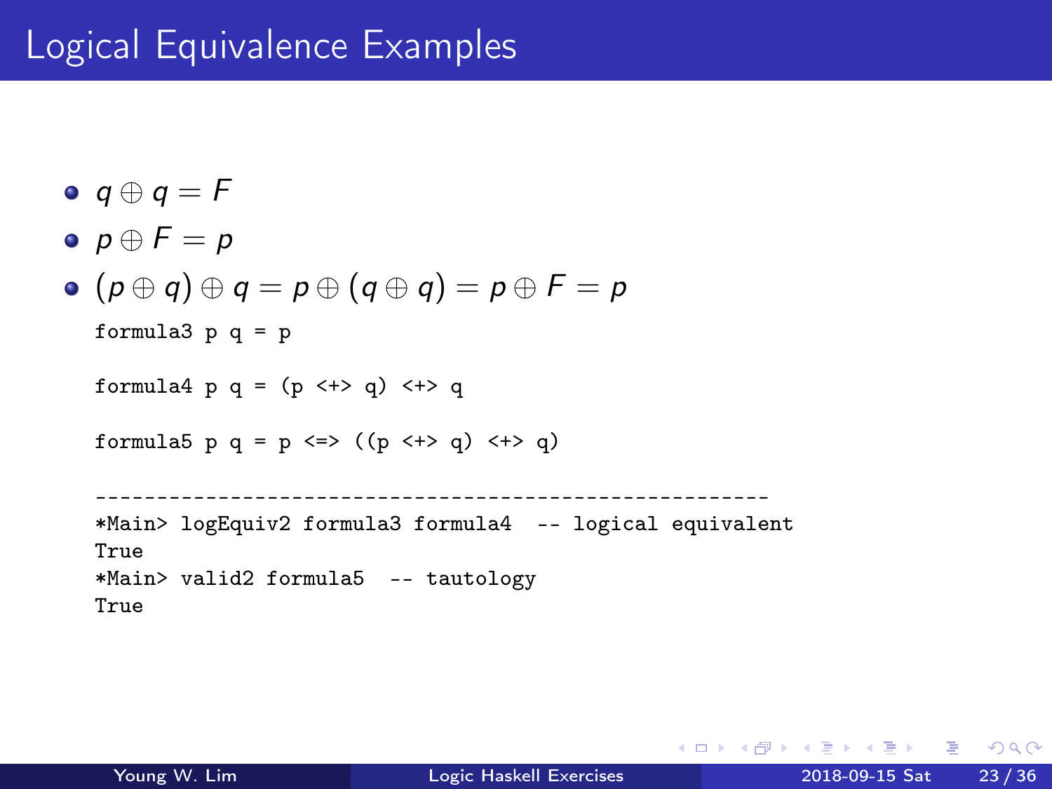# Logical Equivalence Examples

- $q \oplus q = F$
- $p \oplus F = p$
- $(p \oplus q) \oplus q = p \oplus (q \oplus q) = p \oplus F = p$

```
formula3 p q = p

formula4 p q = (p <+> q) <+> q

formula5 p q = p <=> ((p <+> q) <+> q)

------------------------------------------------------
*Main> logEquiv2 formula3 formula4  -- logical equivalent
True
*Main> valid2 formula5  -- tautology
True
```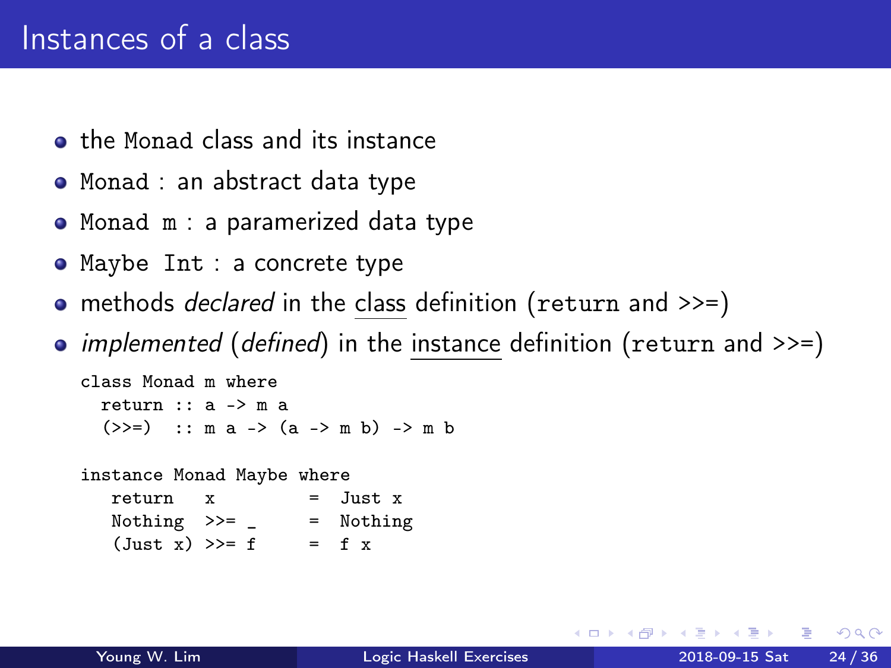# Instances of a class

- the `Monad` class and its instance
- `Monad` : an abstract data type
- `Monad m` : a paramerized data type
- `Maybe Int` : a concrete type
- methods *declared* in the class definition (`return` and `>>=`)
- *implemented* (*defined*) in the instance definition (`return` and `>>=`)

```
class Monad m where
  return :: a -> m a
  (>>=)  :: m a -> (a -> m b) -> m b

instance Monad Maybe where
   return   x         =  Just x
   Nothing  >>= _     =  Nothing
   (Just x) >>= f     =  f x
```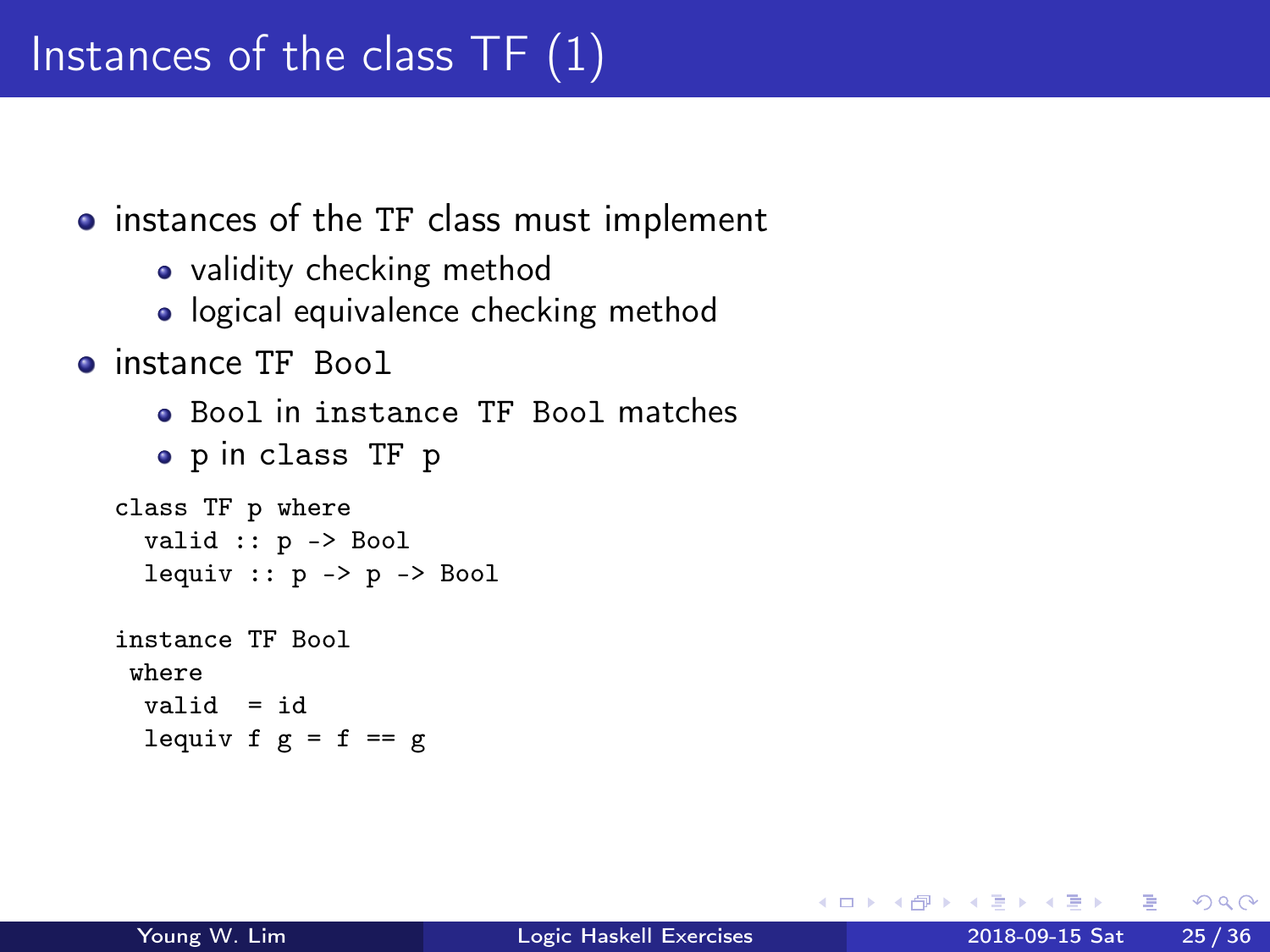# Instances of the class TF (1)

- instances of the TF class must implement
  - validity checking method
  - logical equivalence checking method
- instance TF Bool
  - Bool in instance TF Bool matches
  - p in class TF p

```
class TF p where
  valid :: p -> Bool
  lequiv :: p -> p -> Bool

instance TF Bool
 where
  valid  = id
  lequiv f g = f == g
```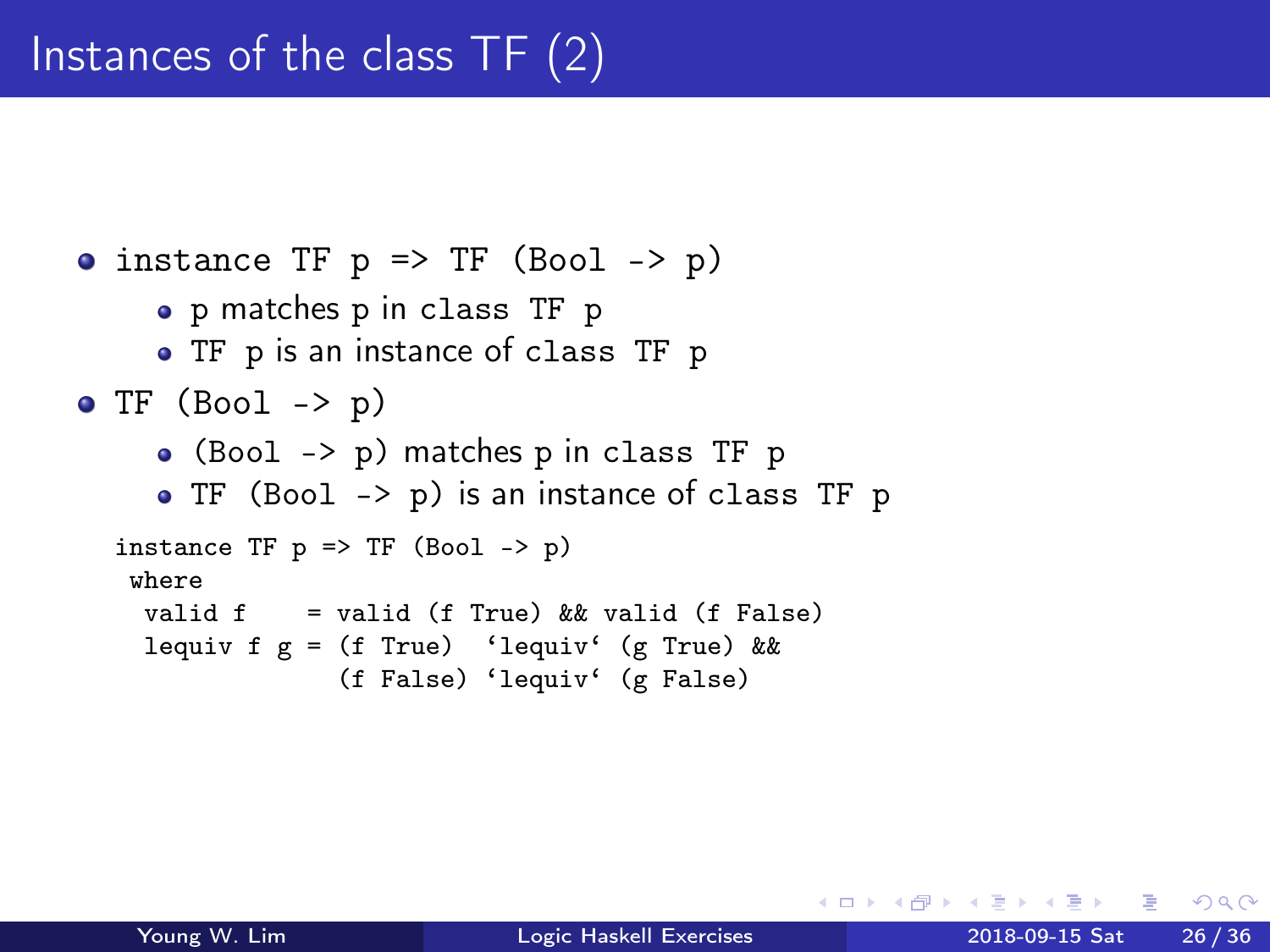# Instances of the class TF (2)

- `instance TF p => TF (Bool -> p)`
  - p matches p in class `TF p`
  - `TF p` is an instance of class `TF p`
- `TF (Bool -> p)`
  - `(Bool -> p)` matches p in class `TF p`
  - `TF (Bool -> p)` is an instance of class `TF p`

```
instance TF p => TF (Bool -> p)
 where
  valid f     = valid (f True) && valid (f False)
  lequiv f g = (f True)  `lequiv` (g True) &&
               (f False) `lequiv` (g False)
```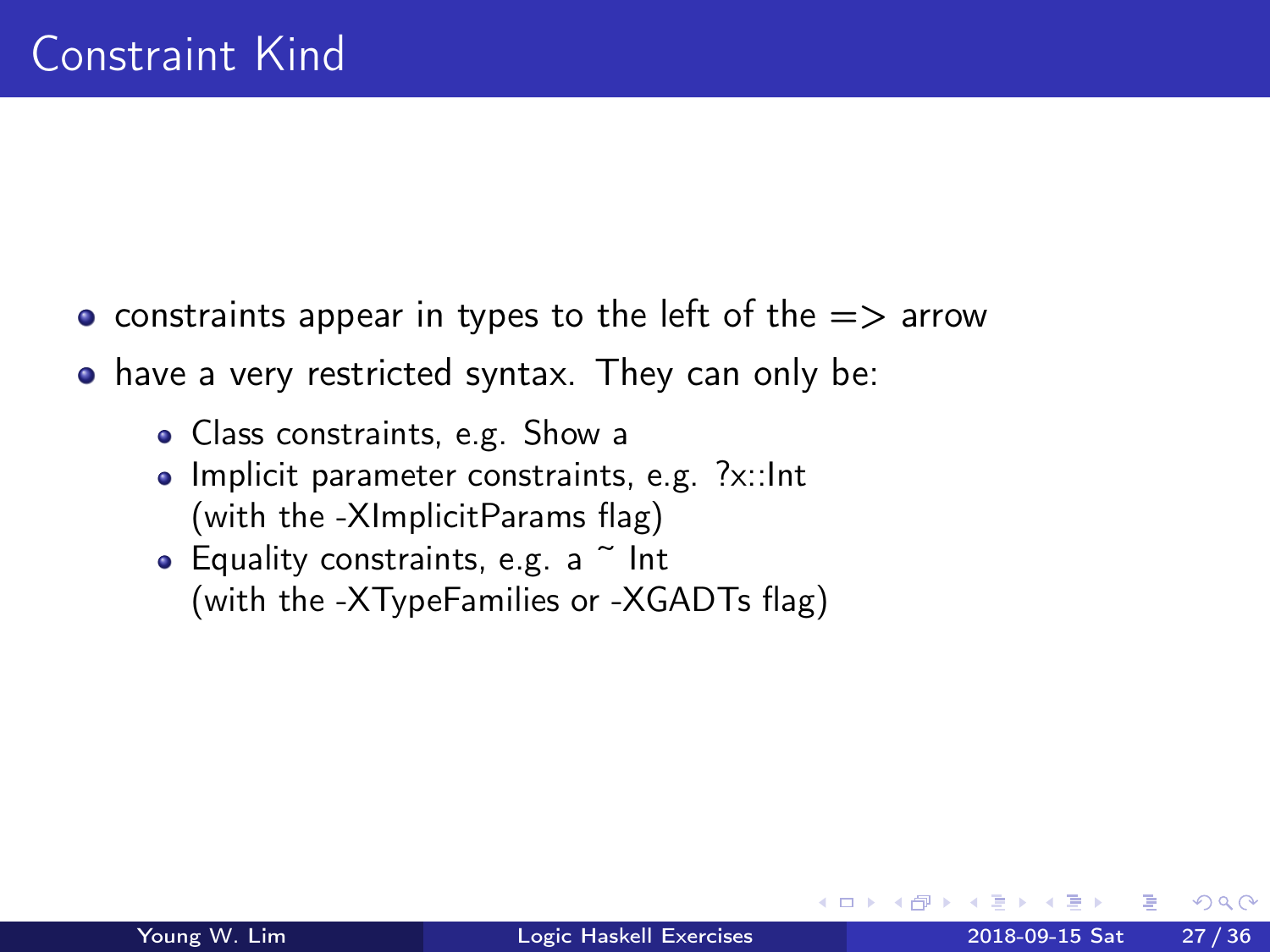# Constraint Kind

- constraints appear in types to the left of the => arrow
- have a very restricted syntax. They can only be:
  - Class constraints, e.g. Show a
  - Implicit parameter constraints, e.g. ?x::Int (with the -XImplicitParams flag)
  - Equality constraints, e.g. a ~ Int (with the -XTypeFamilies or -XGADTs flag)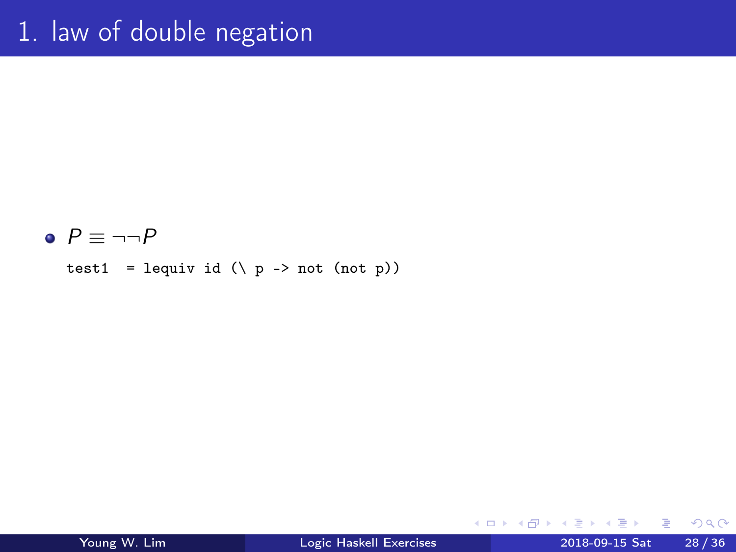# 1. law of double negation

- $P \equiv \neg\neg P$

```
test1  = lequiv id (\ p -> not (not p))
```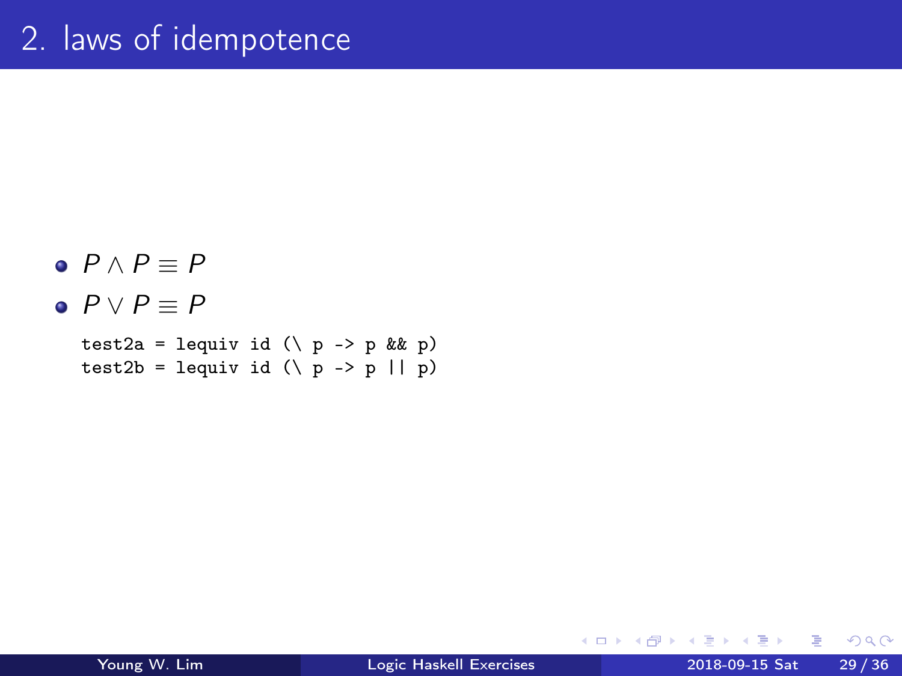# 2. laws of idempotence

- $P \wedge P \equiv P$
- $P \vee P \equiv P$

```
test2a = lequiv id (\ p -> p && p)
test2b = lequiv id (\ p -> p || p)
```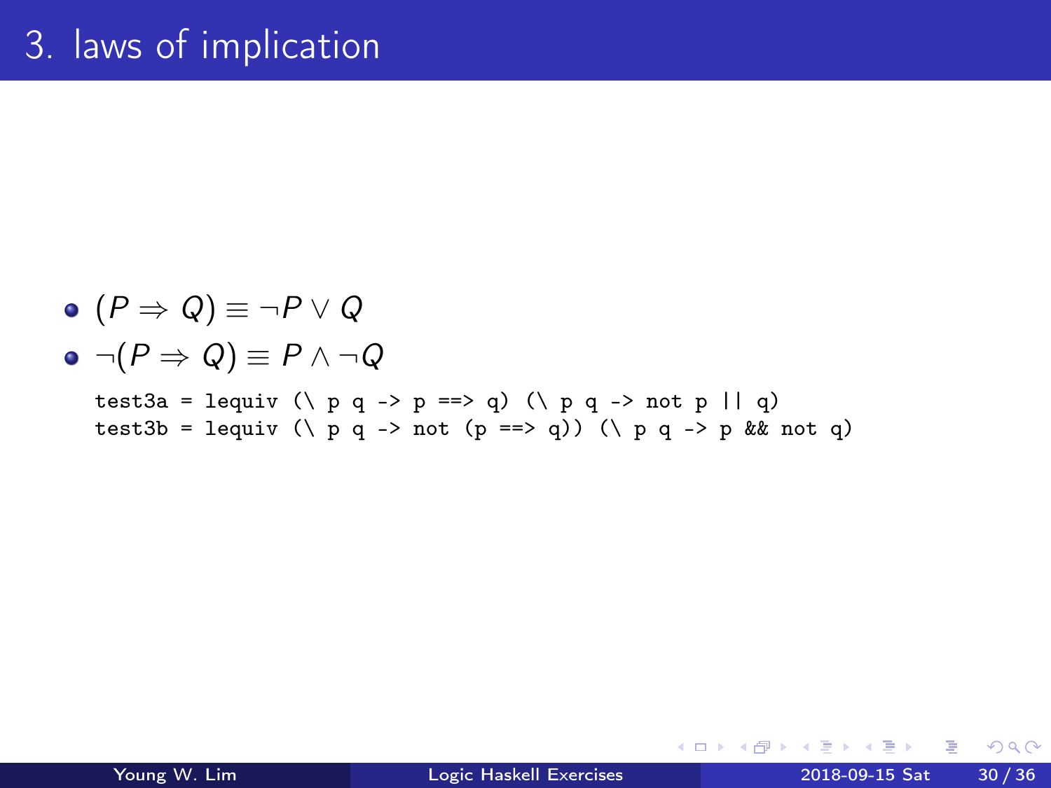# 3. laws of implication

- $(P \Rightarrow Q) \equiv \neg P \vee Q$
- $\neg(P \Rightarrow Q) \equiv P \wedge \neg Q$

```
test3a = lequiv (\ p q -> p ==> q) (\ p q -> not p || q)
test3b = lequiv (\ p q -> not (p ==> q)) (\ p q -> p && not q)
```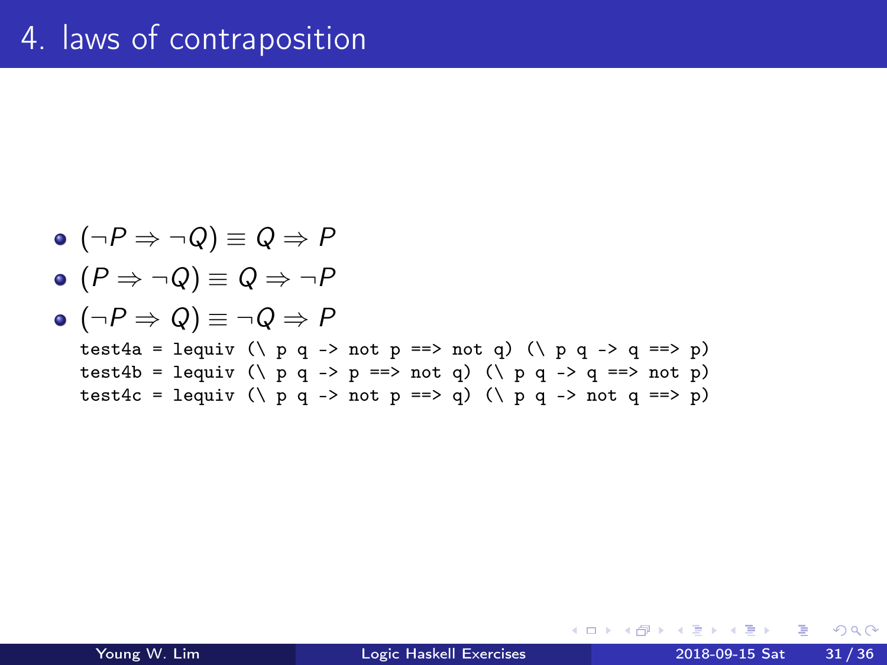# 4. laws of contraposition

- $(\neg P \Rightarrow \neg Q) \equiv Q \Rightarrow P$
- $(P \Rightarrow \neg Q) \equiv Q \Rightarrow \neg P$
- $(\neg P \Rightarrow Q) \equiv \neg Q \Rightarrow P$

```
test4a = lequiv (\ p q -> not p ==> not q) (\ p q -> q ==> p)
test4b = lequiv (\ p q -> p ==> not q) (\ p q -> q ==> not p)
test4c = lequiv (\ p q -> not p ==> q) (\ p q -> not q ==> p)
```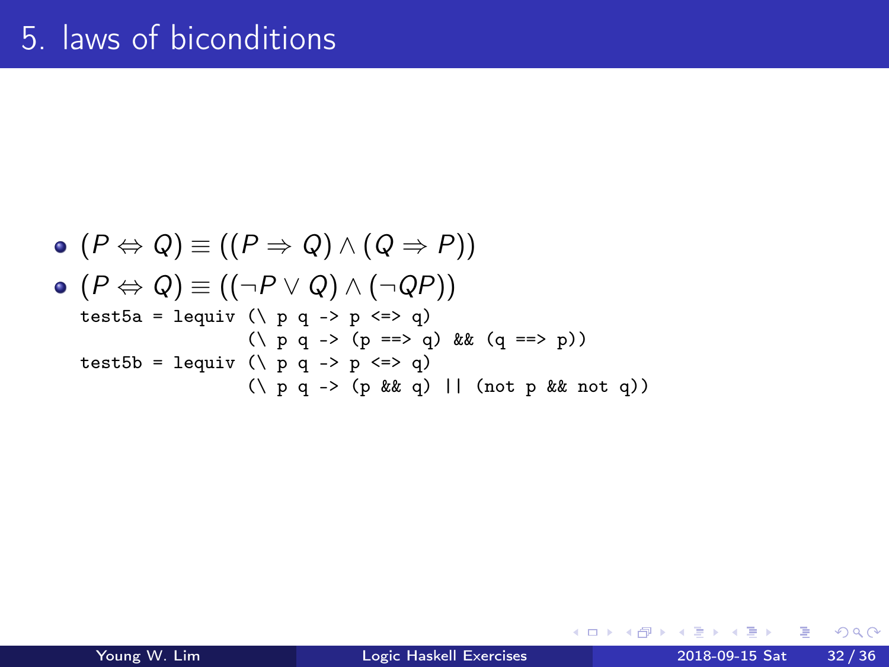# 5. laws of biconditions

- $(P \Leftrightarrow Q) \equiv ((P \Rightarrow Q) \wedge (Q \Rightarrow P))$
- $(P \Leftrightarrow Q) \equiv ((\neg P \vee Q) \wedge (\neg QP))$

```
test5a = lequiv (\ p q -> p <=> q)
                (\ p q -> (p ==> q) && (q ==> p))
test5b = lequiv (\ p q -> p <=> q)
                (\ p q -> (p && q) || (not p && not q))
```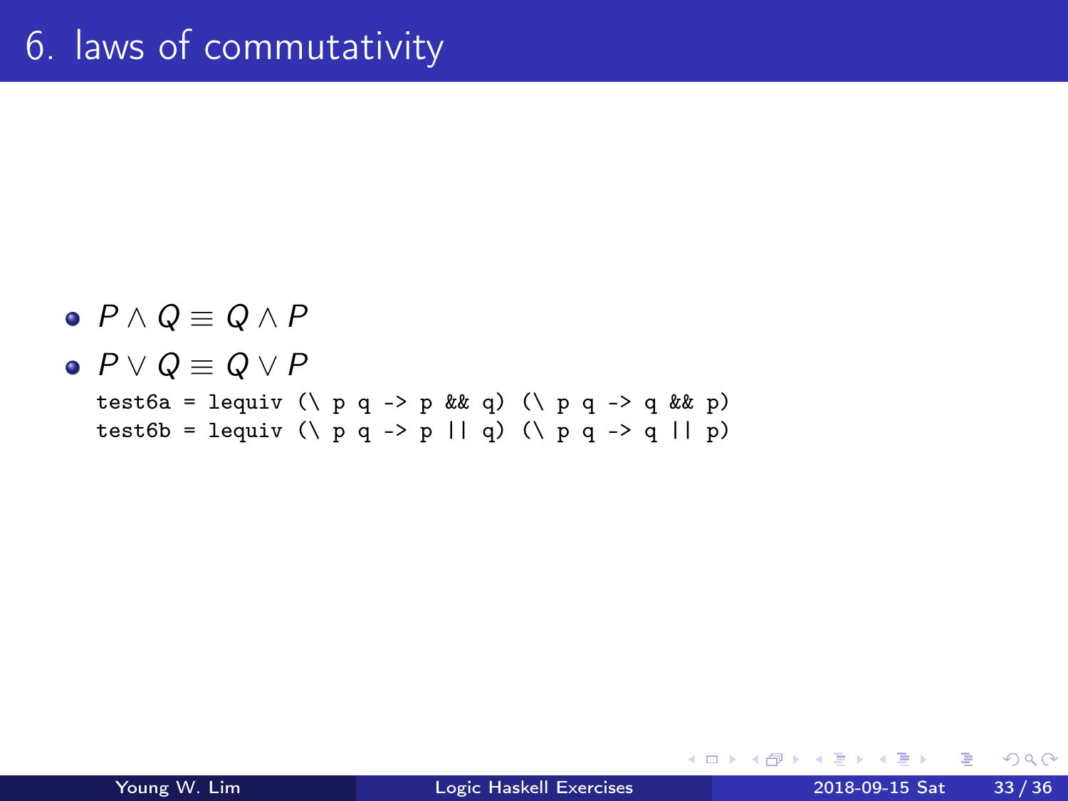# 6. laws of commutativity

- $P \land Q \equiv Q \land P$
- $P \lor Q \equiv Q \lor P$

```
test6a = lequiv (\ p q -> p && q) (\ p q -> q && p)
test6b = lequiv (\ p q -> p || q) (\ p q -> q || p)
```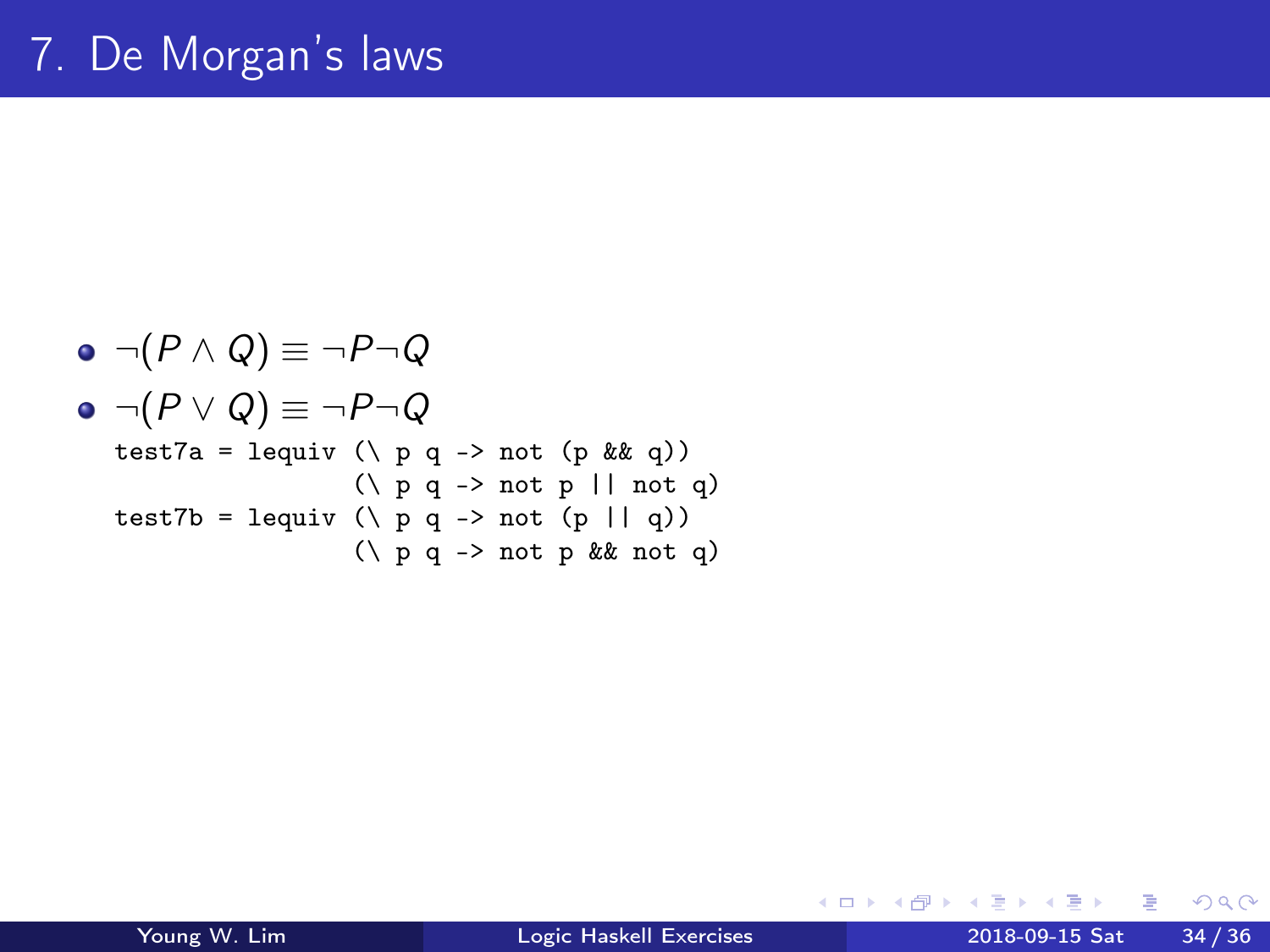# 7. De Morgan's laws

- $\neg(P \wedge Q) \equiv \neg P \neg Q$
- $\neg(P \vee Q) \equiv \neg P \neg Q$

```
test7a = lequiv (\ p q -> not (p && q))
                (\ p q -> not p || not q)
test7b = lequiv (\ p q -> not (p || q))
                (\ p q -> not p && not q)
```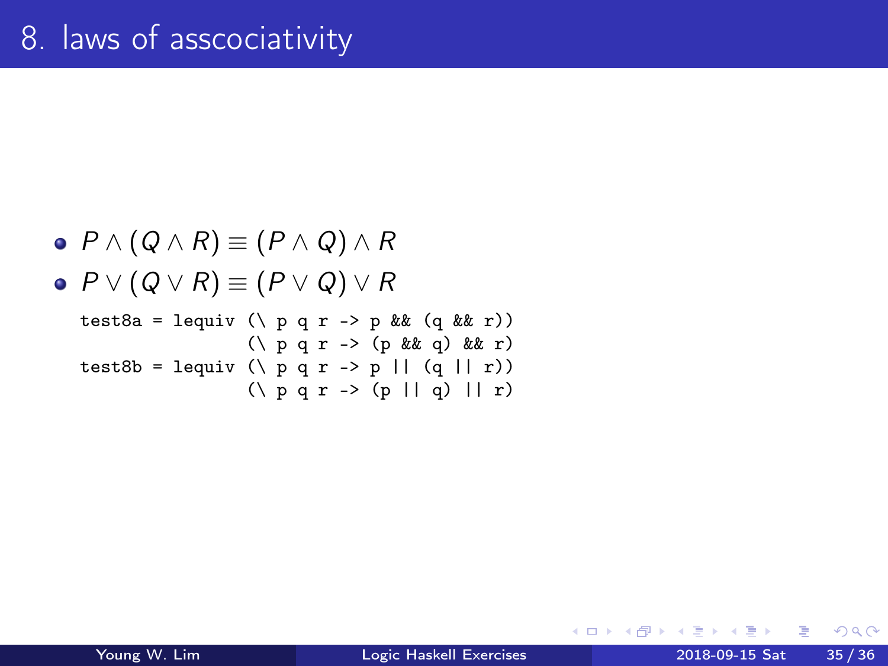# 8. laws of asscociativity

- $P \wedge (Q \wedge R) \equiv (P \wedge Q) \wedge R$
- $P \vee (Q \vee R) \equiv (P \vee Q) \vee R$

```
test8a = lequiv (\ p q r -> p && (q && r))
                (\ p q r -> (p && q) && r)
test8b = lequiv (\ p q r -> p || (q || r))
                (\ p q r -> (p || q) || r)
```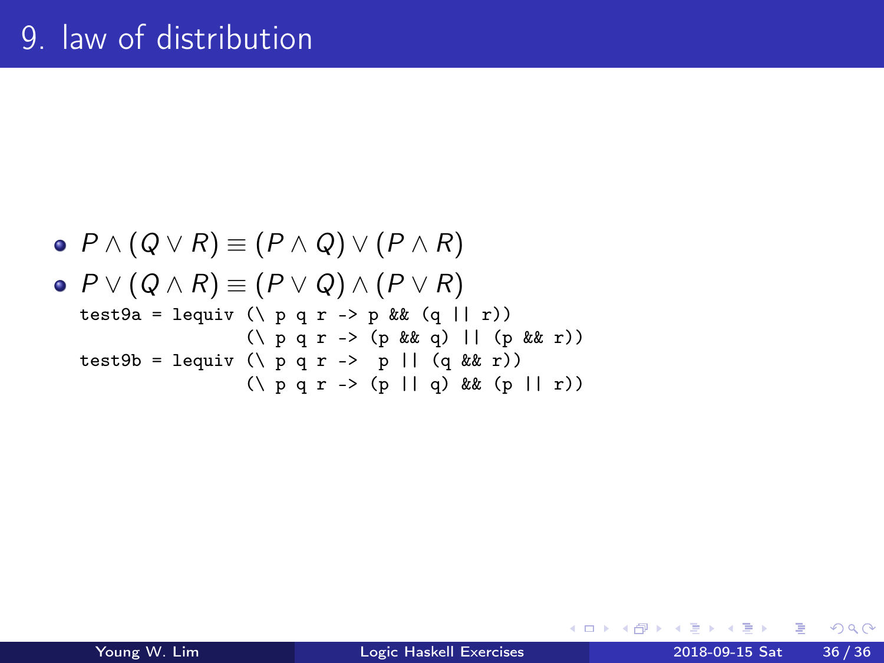# 9. law of distribution

- $P \land (Q \lor R) \equiv (P \land Q) \lor (P \land R)$
- $P \lor (Q \land R) \equiv (P \lor Q) \land (P \lor R)$

```
test9a = lequiv (\ p q r -> p && (q || r))
                (\ p q r -> (p && q) || (p && r))
test9b = lequiv (\ p q r ->  p || (q && r))
                (\ p q r -> (p || q) && (p || r))
```